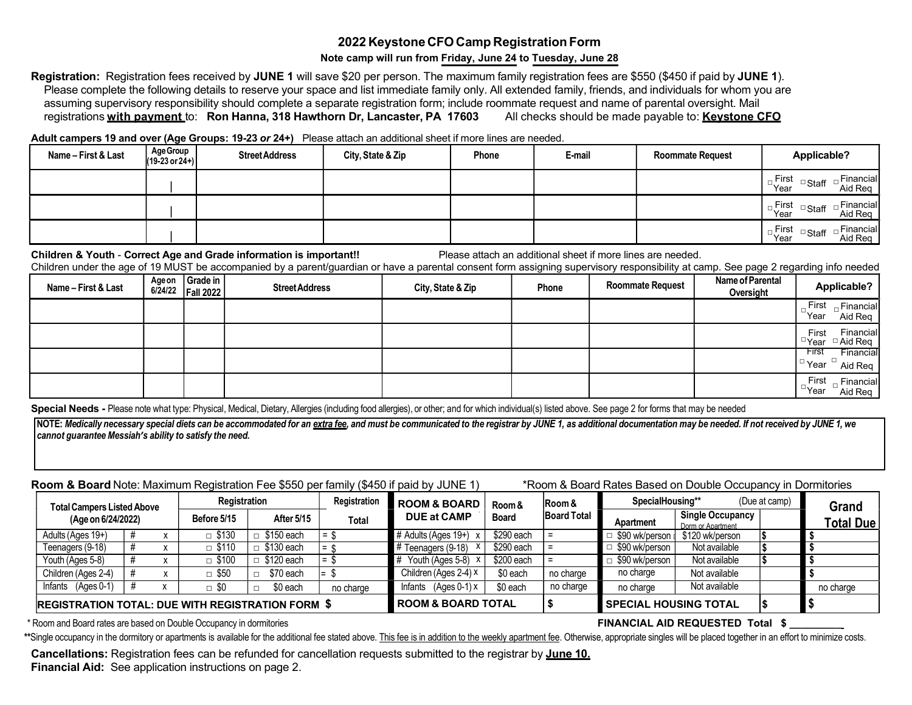# 2022 Keystone CFO Camp Registration Form

**Note camp will run from Friday, June 24 to Tuesday, June 28**

**Registration:** Registration fees received by **JUNE 1** will save $20 per person. The maximum family registration fees are $550 ($450 if paid by **JUNE 1**). Please complete the following details to reserve your space and list immediate family only. All extended family, friends, and individuals for whom you are assuming supervisory responsibility should complete a separate registration form; include roommate request and name of parental oversight. Mail registrations **with payment** to: **Ron Hanna, 318 Hawthorn Dr, Lancaster, PA 17603** All checks should be made payable to: **Keystone CFO**

**Adult campers 19 and over (Age Groups: 19-23 *or* 24+)** Please attach an additional sheet if more lines are needed.

| Name – First & Last | Age Group (19-23 or 24+) | Street Address | City, State & Zip | Phone | E-mail | Roommate Request | Applicable? |
|---|---|---|---|---|---|---|---|
| | \| | | | | | | □ First Year □ Staff □ Financial Aid Req |
| | \| | | | | | | □ First Year □ Staff □ Financial Aid Req |
| | \| | | | | | | □ First Year □ Staff □ Financial Aid Req |

**Children & Youth - Correct Age and Grade information is important!!** Please attach an additional sheet if more lines are needed.
Children under the age of 19 MUST be accompanied by a parent/guardian or have a parental consent form assigning supervisory responsibility at camp. See page 2 regarding info needed

| Name – First & Last | Age on 6/24/22 | Grade in Fall 2022 | Street Address | City, State & Zip | Phone | Roommate Request | Name of Parental Oversight | Applicable? |
|---|---|---|---|---|---|---|---|---|
| | | | | | | | | □ First Year □ Financial Aid Req |
| | | | | | | | | □ First Year □ Financial Aid Req |
| | | | | | | | | □ First Year □ Financial Aid Req |
| | | | | | | | | □ First Year □ Financial Aid Req |

**Special Needs -** Please note what type: Physical, Medical, Dietary, Allergies (including food allergies), or other; and for which individual(s) listed above. See page 2 for forms that may be needed

***NOTE: Medically necessary special diets can be accommodated for an extra fee, and must be communicated to the registrar by JUNE 1, as additional documentation may be needed. If not received by JUNE 1, we cannot guarantee Messiah's ability to satisfy the need.***

**Room & Board** Note: Maximum Registration Fee $550 per family ($450 if paid by JUNE 1) *Room & Board Rates Based on Double Occupancy in Dormitories

| Total Campers Listed Above (Age on 6/24/2022) | | | Registration Before 5/15 | Registration After 5/15 | Registration Total | ROOM & BOARD DUE at CAMP | Room & Board | Room & Board Total | Special Housing** (Due at camp) Apartment | Single Occupancy Dorm or Apartment | | Grand Total Due |
|---|---|---|---|---|---|---|---|---|---|---|---|---|
| Adults (Ages 19+) | # | x | □ $130 | □ $150 each | = $ | # Adults (Ages 19+) x | $290 each | = | □ $90 wk/person | $120 wk/person | $ | $ |
| Teenagers (9-18) | # | x | □ $110 | □ $130 each | = $ | # Teenagers (9-18) x | $290 each | = | □ $90 wk/person | Not available | $ | $ |
| Youth (Ages 5-8) | # | x | □ $100 | □ $120 each | = $ | # Youth (Ages 5-8) x | $200 each | = | □ $90 wk/person | Not available | $ | $ |
| Children (Ages 2-4) | # | x | □ $50 | □ $70 each | = $ | Children (Ages 2-4) x | $0 each | no charge | no charge | Not available | | $ |
| Infants (Ages 0-1) | # | x | □ $0 | □ $0 each | no charge | Infants (Ages 0-1) x | $0 each | no charge | no charge | Not available | | no charge |
| **REGISTRATION TOTAL: DUE WITH REGISTRATION FORM** | | | | | **$** | **ROOM & BOARD TOTAL** | | **$** | **SPECIAL HOUSING TOTAL** | | **$** | **$** |

\* Room and Board rates are based on Double Occupancy in dormitories

**FINANCIAL AID REQUESTED Total $ _________**

**Single occupancy in the dormitory or apartments is available for the additional fee stated above. This fee is in addition to the weekly apartment fee. Otherwise, appropriate singles will be placed together in an effort to minimize costs.

**Cancellations:** Registration fees can be refunded for cancellation requests submitted to the registrar by **June 10.**

**Financial Aid:** See application instructions on page 2.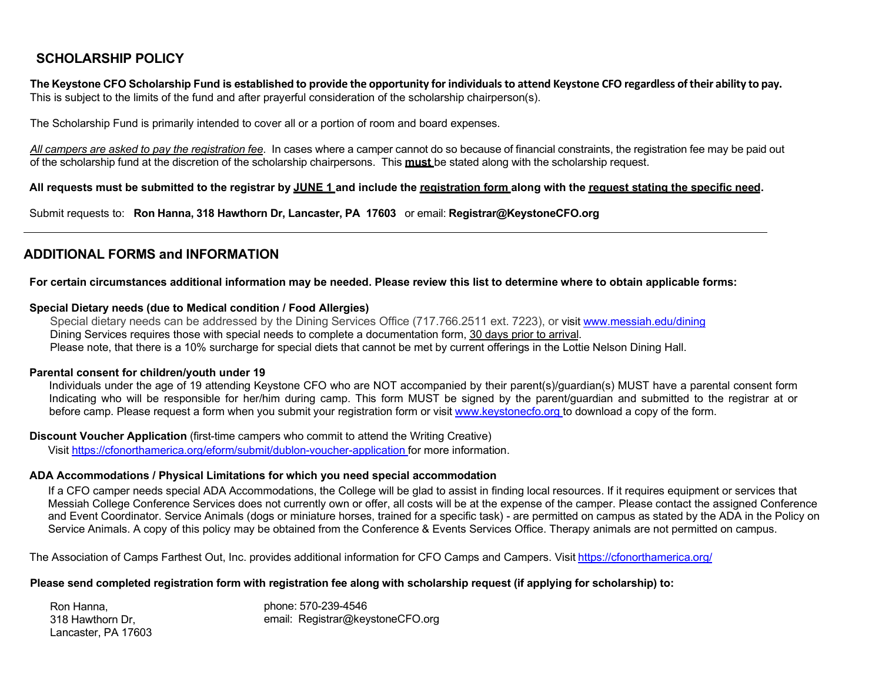## SCHOLARSHIP POLICY

**The Keystone CFO Scholarship Fund is established to provide the opportunity for individuals to attend Keystone CFO regardless of their ability to pay.** This is subject to the limits of the fund and after prayerful consideration of the scholarship chairperson(s).

The Scholarship Fund is primarily intended to cover all or a portion of room and board expenses.

*All campers are asked to pay the registration fee*. In cases where a camper cannot do so because of financial constraints, the registration fee may be paid out of the scholarship fund at the discretion of the scholarship chairpersons. This **must** be stated along with the scholarship request.

**All requests must be submitted to the registrar by JUNE 1 and include the registration form along with the request stating the specific need.**

Submit requests to: **Ron Hanna, 318 Hawthorn Dr, Lancaster, PA 17603** or email: **Registrar@KeystoneCFO.org**

---

## ADDITIONAL FORMS and INFORMATION

**For certain circumstances additional information may be needed. Please review this list to determine where to obtain applicable forms:**

**Special Dietary needs (due to Medical condition / Food Allergies)**

Special dietary needs can be addressed by the Dining Services Office (717.766.2511 ext. 7223), or visit www.messiah.edu/dining
Dining Services requires those with special needs to complete a documentation form, 30 days prior to arrival.
Please note, that there is a 10% surcharge for special diets that cannot be met by current offerings in the Lottie Nelson Dining Hall.

**Parental consent for children/youth under 19**

Individuals under the age of 19 attending Keystone CFO who are NOT accompanied by their parent(s)/guardian(s) MUST have a parental consent form Indicating who will be responsible for her/him during camp. This form MUST be signed by the parent/guardian and submitted to the registrar at or before camp. Please request a form when you submit your registration form or visit www.keystonecfo.org to download a copy of the form.

**Discount Voucher Application** (first-time campers who commit to attend the Writing Creative)

Visit https://cfonorthamerica.org/eform/submit/dublon-voucher-application for more information.

**ADA Accommodations / Physical Limitations for which you need special accommodation**

If a CFO camper needs special ADA Accommodations, the College will be glad to assist in finding local resources. If it requires equipment or services that Messiah College Conference Services does not currently own or offer, all costs will be at the expense of the camper. Please contact the assigned Conference and Event Coordinator. Service Animals (dogs or miniature horses, trained for a specific task) - are permitted on campus as stated by the ADA in the Policy on Service Animals. A copy of this policy may be obtained from the Conference & Events Services Office. Therapy animals are not permitted on campus.

The Association of Camps Farthest Out, Inc. provides additional information for CFO Camps and Campers. Visit https://cfonorthamerica.org/

**Please send completed registration form with registration fee along with scholarship request (if applying for scholarship) to:**

Ron Hanna,
318 Hawthorn Dr,
Lancaster, PA 17603

phone: 570-239-4546
email: Registrar@keystoneCFO.org